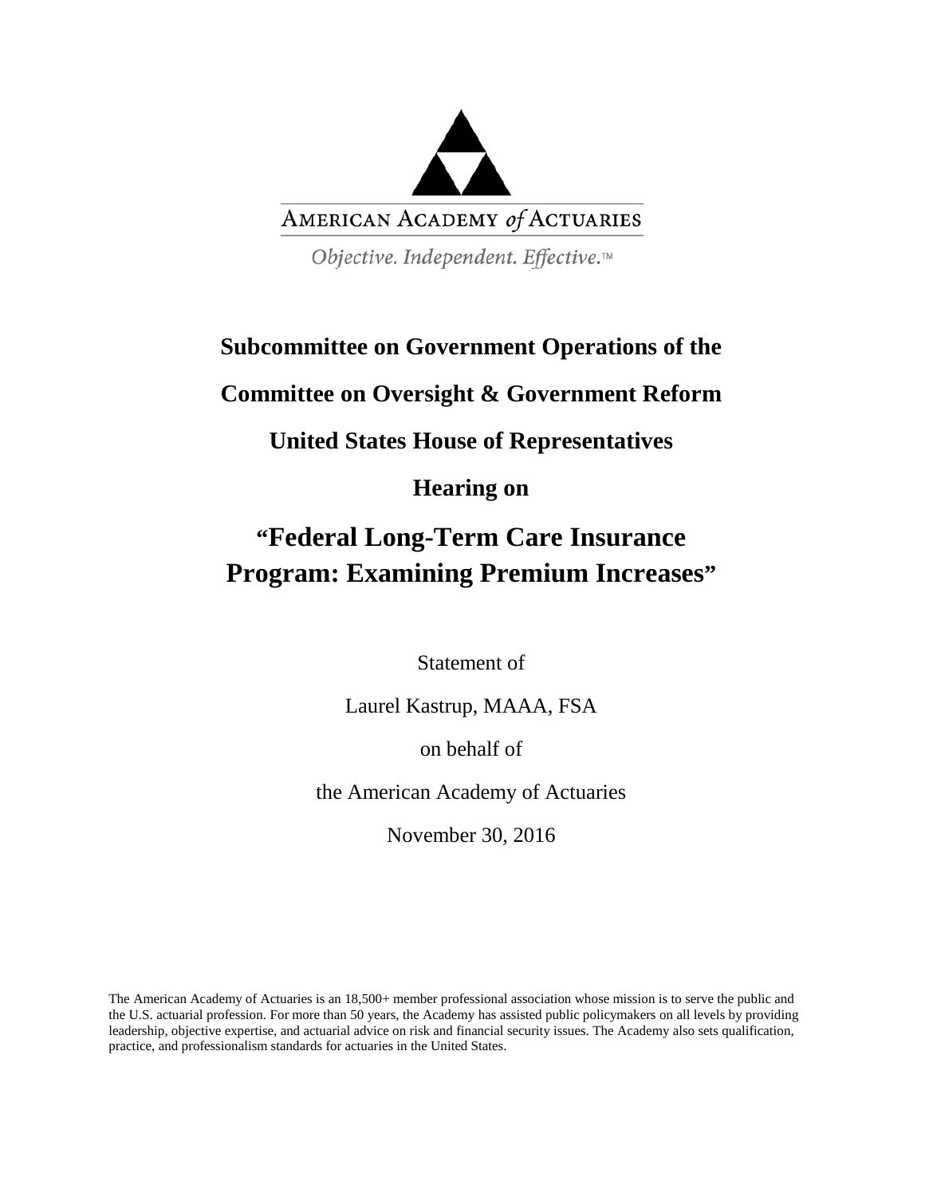AMERICAN ACADEMY *of* ACTUARIES

*Objective. Independent. Effective.™*

**Subcommittee on Government Operations of the**

**Committee on Oversight & Government Reform**

**United States House of Representatives**

**Hearing on**

# "Federal Long-Term Care Insurance Program: Examining Premium Increases"

Statement of

Laurel Kastrup, MAAA, FSA

on behalf of

the American Academy of Actuaries

November 30, 2016

The American Academy of Actuaries is an 18,500+ member professional association whose mission is to serve the public and the U.S. actuarial profession. For more than 50 years, the Academy has assisted public policymakers on all levels by providing leadership, objective expertise, and actuarial advice on risk and financial security issues. The Academy also sets qualification, practice, and professionalism standards for actuaries in the United States.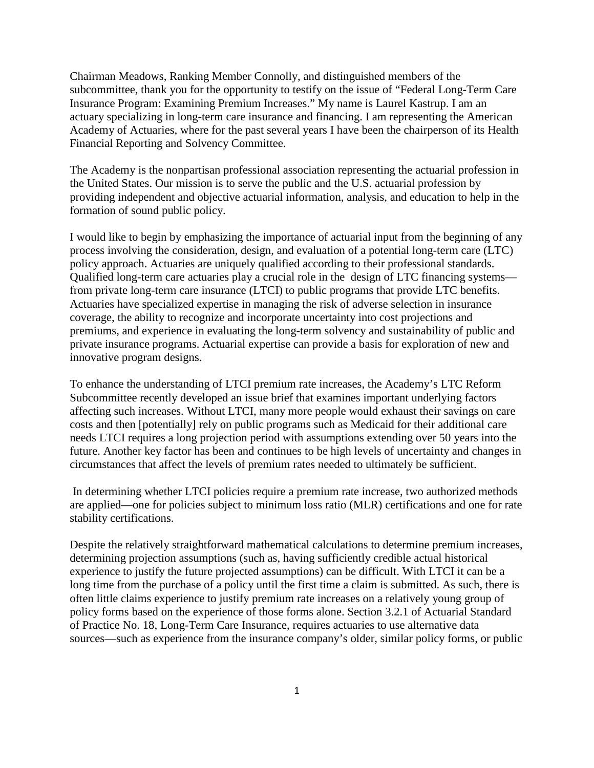Chairman Meadows, Ranking Member Connolly, and distinguished members of the subcommittee, thank you for the opportunity to testify on the issue of "Federal Long-Term Care Insurance Program: Examining Premium Increases." My name is Laurel Kastrup. I am an actuary specializing in long-term care insurance and financing. I am representing the American Academy of Actuaries, where for the past several years I have been the chairperson of its Health Financial Reporting and Solvency Committee.

The Academy is the nonpartisan professional association representing the actuarial profession in the United States. Our mission is to serve the public and the U.S. actuarial profession by providing independent and objective actuarial information, analysis, and education to help in the formation of sound public policy.

I would like to begin by emphasizing the importance of actuarial input from the beginning of any process involving the consideration, design, and evaluation of a potential long-term care (LTC) policy approach. Actuaries are uniquely qualified according to their professional standards. Qualified long-term care actuaries play a crucial role in the design of LTC financing systems—from private long-term care insurance (LTCI) to public programs that provide LTC benefits. Actuaries have specialized expertise in managing the risk of adverse selection in insurance coverage, the ability to recognize and incorporate uncertainty into cost projections and premiums, and experience in evaluating the long-term solvency and sustainability of public and private insurance programs. Actuarial expertise can provide a basis for exploration of new and innovative program designs.

To enhance the understanding of LTCI premium rate increases, the Academy's LTC Reform Subcommittee recently developed an issue brief that examines important underlying factors affecting such increases. Without LTCI, many more people would exhaust their savings on care costs and then [potentially] rely on public programs such as Medicaid for their additional care needs LTCI requires a long projection period with assumptions extending over 50 years into the future. Another key factor has been and continues to be high levels of uncertainty and changes in circumstances that affect the levels of premium rates needed to ultimately be sufficient.

In determining whether LTCI policies require a premium rate increase, two authorized methods are applied—one for policies subject to minimum loss ratio (MLR) certifications and one for rate stability certifications.

Despite the relatively straightforward mathematical calculations to determine premium increases, determining projection assumptions (such as, having sufficiently credible actual historical experience to justify the future projected assumptions) can be difficult. With LTCI it can be a long time from the purchase of a policy until the first time a claim is submitted. As such, there is often little claims experience to justify premium rate increases on a relatively young group of policy forms based on the experience of those forms alone. Section 3.2.1 of Actuarial Standard of Practice No. 18, Long-Term Care Insurance, requires actuaries to use alternative data sources—such as experience from the insurance company's older, similar policy forms, or public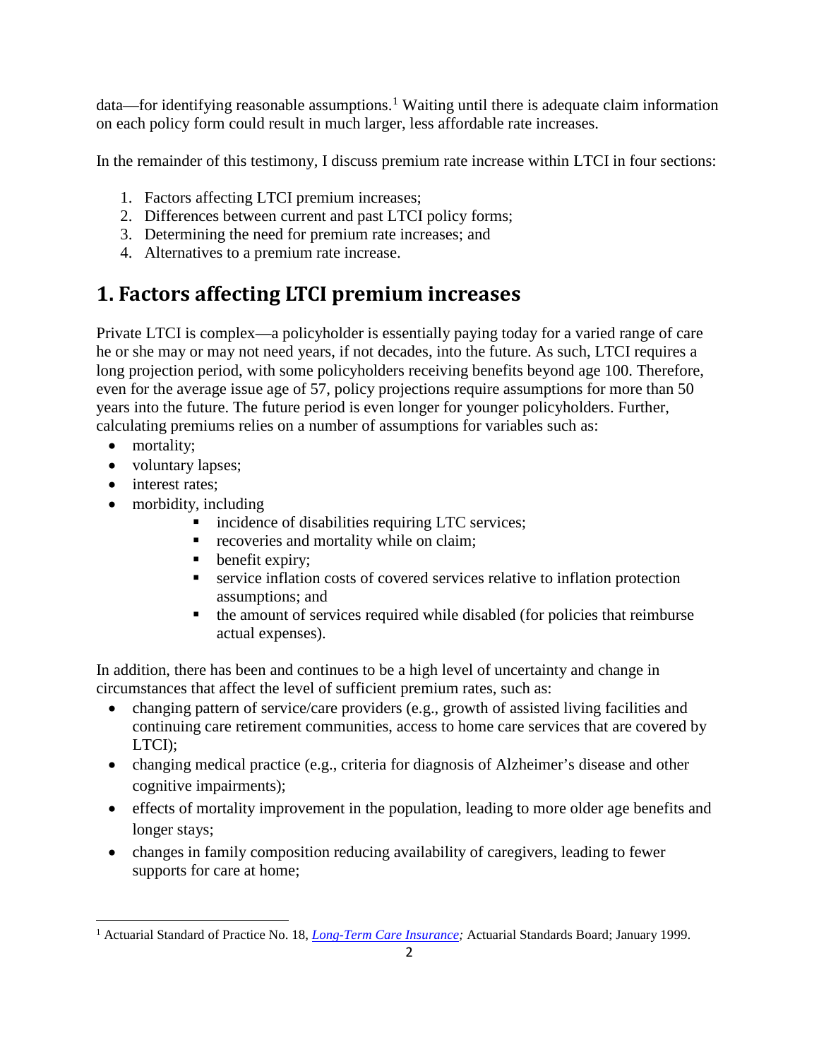data—for identifying reasonable assumptions.[1] Waiting until there is adequate claim information on each policy form could result in much larger, less affordable rate increases.

In the remainder of this testimony, I discuss premium rate increase within LTCI in four sections:

1. Factors affecting LTCI premium increases;
2. Differences between current and past LTCI policy forms;
3. Determining the need for premium rate increases; and
4. Alternatives to a premium rate increase.

# 1. Factors affecting LTCI premium increases

Private LTCI is complex—a policyholder is essentially paying today for a varied range of care he or she may or may not need years, if not decades, into the future. As such, LTCI requires a long projection period, with some policyholders receiving benefits beyond age 100. Therefore, even for the average issue age of 57, policy projections require assumptions for more than 50 years into the future. The future period is even longer for younger policyholders. Further, calculating premiums relies on a number of assumptions for variables such as:

- mortality;
- voluntary lapses;
- interest rates;
- morbidity, including
  - incidence of disabilities requiring LTC services;
  - recoveries and mortality while on claim;
  - benefit expiry;
  - service inflation costs of covered services relative to inflation protection assumptions; and
  - the amount of services required while disabled (for policies that reimburse actual expenses).

In addition, there has been and continues to be a high level of uncertainty and change in circumstances that affect the level of sufficient premium rates, such as:

- changing pattern of service/care providers (e.g., growth of assisted living facilities and continuing care retirement communities, access to home care services that are covered by LTCI);
- changing medical practice (e.g., criteria for diagnosis of Alzheimer's disease and other cognitive impairments);
- effects of mortality improvement in the population, leading to more older age benefits and longer stays;
- changes in family composition reducing availability of caregivers, leading to fewer supports for care at home;

[1] Actuarial Standard of Practice No. 18, *Long-Term Care Insurance;* Actuarial Standards Board; January 1999.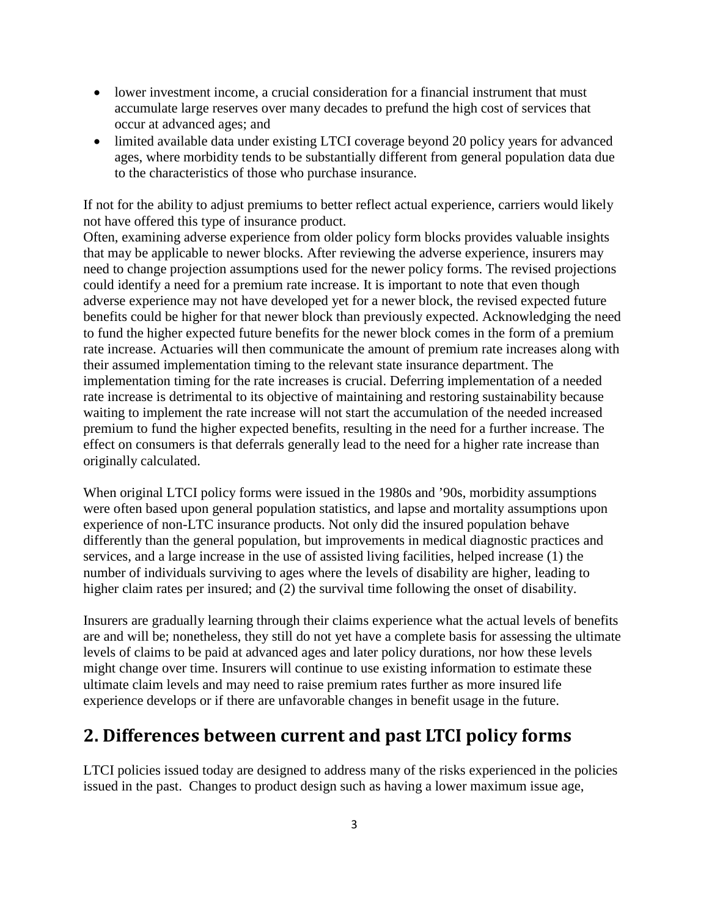- lower investment income, a crucial consideration for a financial instrument that must accumulate large reserves over many decades to prefund the high cost of services that occur at advanced ages; and
- limited available data under existing LTCI coverage beyond 20 policy years for advanced ages, where morbidity tends to be substantially different from general population data due to the characteristics of those who purchase insurance.

If not for the ability to adjust premiums to better reflect actual experience, carriers would likely not have offered this type of insurance product.

Often, examining adverse experience from older policy form blocks provides valuable insights that may be applicable to newer blocks. After reviewing the adverse experience, insurers may need to change projection assumptions used for the newer policy forms. The revised projections could identify a need for a premium rate increase. It is important to note that even though adverse experience may not have developed yet for a newer block, the revised expected future benefits could be higher for that newer block than previously expected. Acknowledging the need to fund the higher expected future benefits for the newer block comes in the form of a premium rate increase. Actuaries will then communicate the amount of premium rate increases along with their assumed implementation timing to the relevant state insurance department. The implementation timing for the rate increases is crucial. Deferring implementation of a needed rate increase is detrimental to its objective of maintaining and restoring sustainability because waiting to implement the rate increase will not start the accumulation of the needed increased premium to fund the higher expected benefits, resulting in the need for a further increase. The effect on consumers is that deferrals generally lead to the need for a higher rate increase than originally calculated.

When original LTCI policy forms were issued in the 1980s and '90s, morbidity assumptions were often based upon general population statistics, and lapse and mortality assumptions upon experience of non-LTC insurance products. Not only did the insured population behave differently than the general population, but improvements in medical diagnostic practices and services, and a large increase in the use of assisted living facilities, helped increase (1) the number of individuals surviving to ages where the levels of disability are higher, leading to higher claim rates per insured; and (2) the survival time following the onset of disability.

Insurers are gradually learning through their claims experience what the actual levels of benefits are and will be; nonetheless, they still do not yet have a complete basis for assessing the ultimate levels of claims to be paid at advanced ages and later policy durations, nor how these levels might change over time. Insurers will continue to use existing information to estimate these ultimate claim levels and may need to raise premium rates further as more insured life experience develops or if there are unfavorable changes in benefit usage in the future.

## 2. Differences between current and past LTCI policy forms

LTCI policies issued today are designed to address many of the risks experienced in the policies issued in the past. Changes to product design such as having a lower maximum issue age,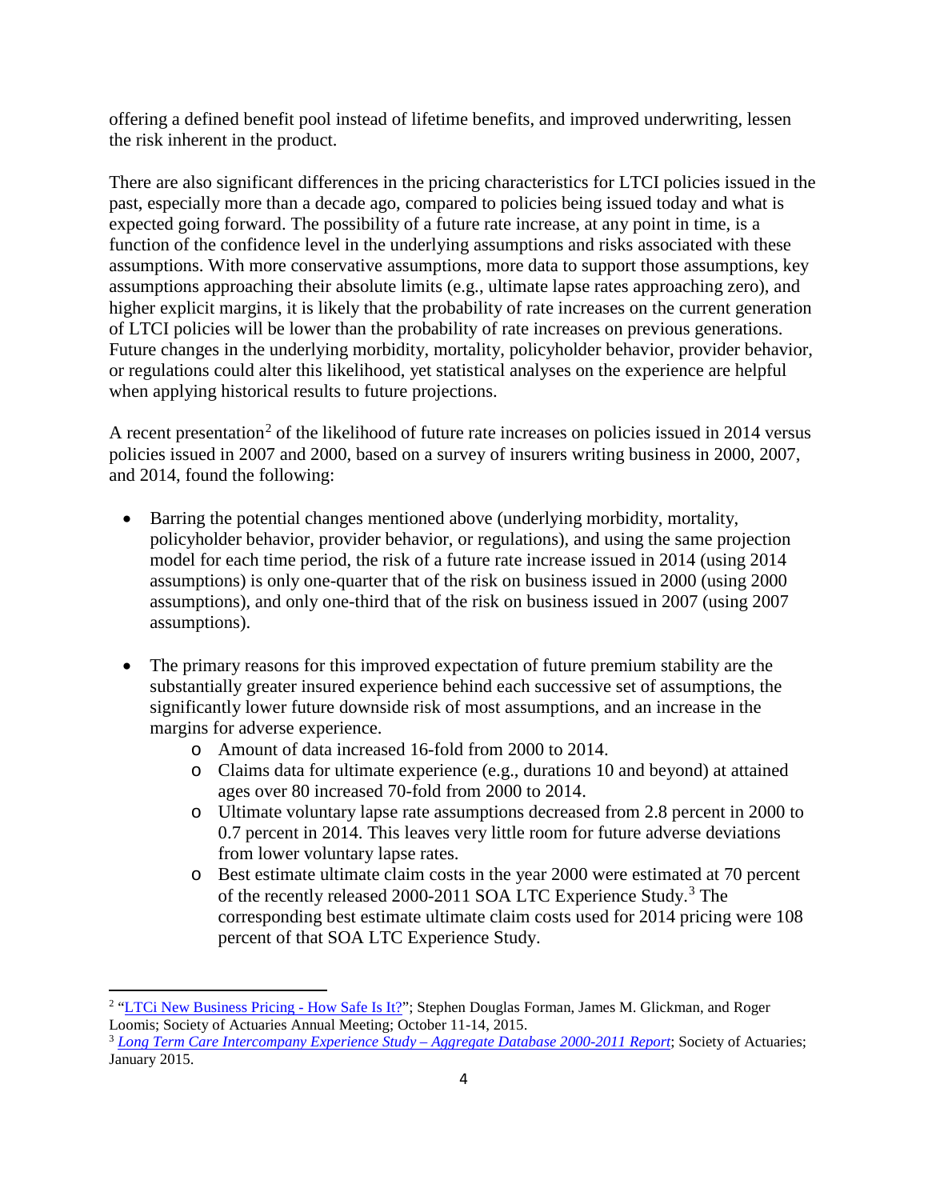offering a defined benefit pool instead of lifetime benefits, and improved underwriting, lessen the risk inherent in the product.

There are also significant differences in the pricing characteristics for LTCI policies issued in the past, especially more than a decade ago, compared to policies being issued today and what is expected going forward. The possibility of a future rate increase, at any point in time, is a function of the confidence level in the underlying assumptions and risks associated with these assumptions. With more conservative assumptions, more data to support those assumptions, key assumptions approaching their absolute limits (e.g., ultimate lapse rates approaching zero), and higher explicit margins, it is likely that the probability of rate increases on the current generation of LTCI policies will be lower than the probability of rate increases on previous generations. Future changes in the underlying morbidity, mortality, policyholder behavior, provider behavior, or regulations could alter this likelihood, yet statistical analyses on the experience are helpful when applying historical results to future projections.

A recent presentation[2] of the likelihood of future rate increases on policies issued in 2014 versus policies issued in 2007 and 2000, based on a survey of insurers writing business in 2000, 2007, and 2014, found the following:

- Barring the potential changes mentioned above (underlying morbidity, mortality, policyholder behavior, provider behavior, or regulations), and using the same projection model for each time period, the risk of a future rate increase issued in 2014 (using 2014 assumptions) is only one-quarter that of the risk on business issued in 2000 (using 2000 assumptions), and only one-third that of the risk on business issued in 2007 (using 2007 assumptions).

- The primary reasons for this improved expectation of future premium stability are the substantially greater insured experience behind each successive set of assumptions, the significantly lower future downside risk of most assumptions, and an increase in the margins for adverse experience.
  - Amount of data increased 16-fold from 2000 to 2014.
  - Claims data for ultimate experience (e.g., durations 10 and beyond) at attained ages over 80 increased 70-fold from 2000 to 2014.
  - Ultimate voluntary lapse rate assumptions decreased from 2.8 percent in 2000 to 0.7 percent in 2014. This leaves very little room for future adverse deviations from lower voluntary lapse rates.
  - Best estimate ultimate claim costs in the year 2000 were estimated at 70 percent of the recently released 2000-2011 SOA LTC Experience Study.[3] The corresponding best estimate ultimate claim costs used for 2014 pricing were 108 percent of that SOA LTC Experience Study.

---

[2] "LTCi New Business Pricing - How Safe Is It?"; Stephen Douglas Forman, James M. Glickman, and Roger Loomis; Society of Actuaries Annual Meeting; October 11-14, 2015.

[3] *Long Term Care Intercompany Experience Study – Aggregate Database 2000-2011 Report*; Society of Actuaries; January 2015.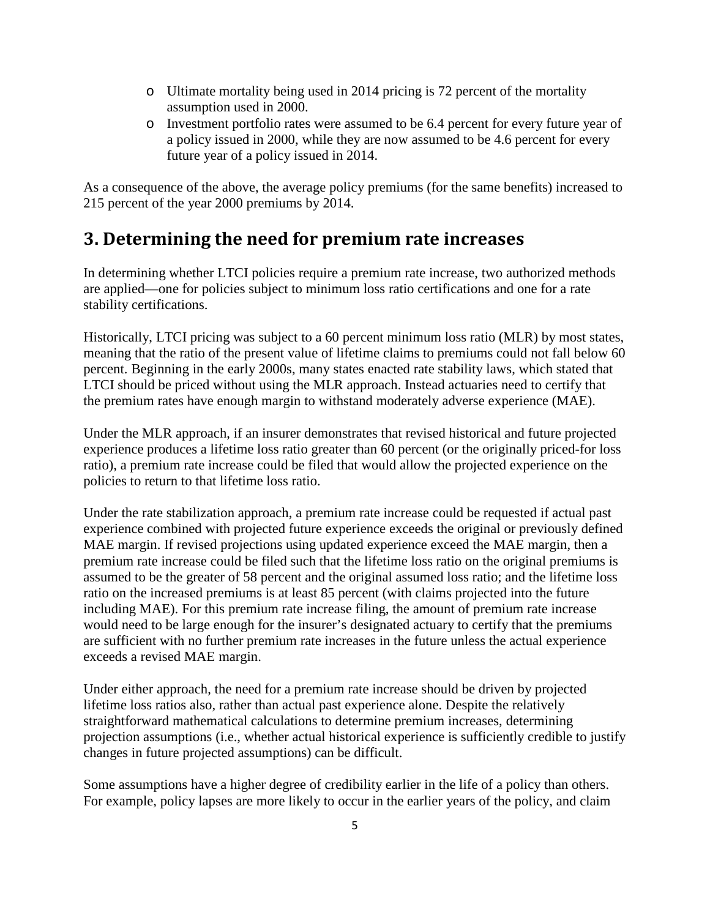- Ultimate mortality being used in 2014 pricing is 72 percent of the mortality assumption used in 2000.
- Investment portfolio rates were assumed to be 6.4 percent for every future year of a policy issued in 2000, while they are now assumed to be 4.6 percent for every future year of a policy issued in 2014.

As a consequence of the above, the average policy premiums (for the same benefits) increased to 215 percent of the year 2000 premiums by 2014.

## 3. Determining the need for premium rate increases

In determining whether LTCI policies require a premium rate increase, two authorized methods are applied—one for policies subject to minimum loss ratio certifications and one for a rate stability certifications.

Historically, LTCI pricing was subject to a 60 percent minimum loss ratio (MLR) by most states, meaning that the ratio of the present value of lifetime claims to premiums could not fall below 60 percent. Beginning in the early 2000s, many states enacted rate stability laws, which stated that LTCI should be priced without using the MLR approach. Instead actuaries need to certify that the premium rates have enough margin to withstand moderately adverse experience (MAE).

Under the MLR approach, if an insurer demonstrates that revised historical and future projected experience produces a lifetime loss ratio greater than 60 percent (or the originally priced-for loss ratio), a premium rate increase could be filed that would allow the projected experience on the policies to return to that lifetime loss ratio.

Under the rate stabilization approach, a premium rate increase could be requested if actual past experience combined with projected future experience exceeds the original or previously defined MAE margin. If revised projections using updated experience exceed the MAE margin, then a premium rate increase could be filed such that the lifetime loss ratio on the original premiums is assumed to be the greater of 58 percent and the original assumed loss ratio; and the lifetime loss ratio on the increased premiums is at least 85 percent (with claims projected into the future including MAE). For this premium rate increase filing, the amount of premium rate increase would need to be large enough for the insurer's designated actuary to certify that the premiums are sufficient with no further premium rate increases in the future unless the actual experience exceeds a revised MAE margin.

Under either approach, the need for a premium rate increase should be driven by projected lifetime loss ratios also, rather than actual past experience alone. Despite the relatively straightforward mathematical calculations to determine premium increases, determining projection assumptions (i.e., whether actual historical experience is sufficiently credible to justify changes in future projected assumptions) can be difficult.

Some assumptions have a higher degree of credibility earlier in the life of a policy than others. For example, policy lapses are more likely to occur in the earlier years of the policy, and claim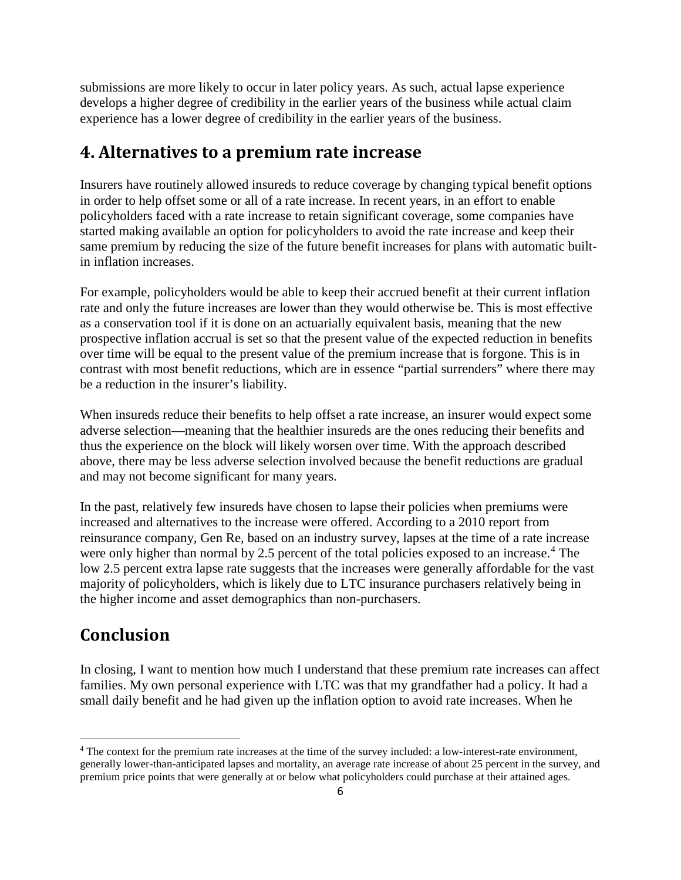submissions are more likely to occur in later policy years. As such, actual lapse experience develops a higher degree of credibility in the earlier years of the business while actual claim experience has a lower degree of credibility in the earlier years of the business.

## 4. Alternatives to a premium rate increase

Insurers have routinely allowed insureds to reduce coverage by changing typical benefit options in order to help offset some or all of a rate increase. In recent years, in an effort to enable policyholders faced with a rate increase to retain significant coverage, some companies have started making available an option for policyholders to avoid the rate increase and keep their same premium by reducing the size of the future benefit increases for plans with automatic built-in inflation increases.

For example, policyholders would be able to keep their accrued benefit at their current inflation rate and only the future increases are lower than they would otherwise be. This is most effective as a conservation tool if it is done on an actuarially equivalent basis, meaning that the new prospective inflation accrual is set so that the present value of the expected reduction in benefits over time will be equal to the present value of the premium increase that is forgone. This is in contrast with most benefit reductions, which are in essence "partial surrenders" where there may be a reduction in the insurer's liability.

When insureds reduce their benefits to help offset a rate increase, an insurer would expect some adverse selection—meaning that the healthier insureds are the ones reducing their benefits and thus the experience on the block will likely worsen over time. With the approach described above, there may be less adverse selection involved because the benefit reductions are gradual and may not become significant for many years.

In the past, relatively few insureds have chosen to lapse their policies when premiums were increased and alternatives to the increase were offered. According to a 2010 report from reinsurance company, Gen Re, based on an industry survey, lapses at the time of a rate increase were only higher than normal by 2.5 percent of the total policies exposed to an increase.[4] The low 2.5 percent extra lapse rate suggests that the increases were generally affordable for the vast majority of policyholders, which is likely due to LTC insurance purchasers relatively being in the higher income and asset demographics than non-purchasers.

## Conclusion

In closing, I want to mention how much I understand that these premium rate increases can affect families. My own personal experience with LTC was that my grandfather had a policy. It had a small daily benefit and he had given up the inflation option to avoid rate increases. When he

[4] The context for the premium rate increases at the time of the survey included: a low-interest-rate environment, generally lower-than-anticipated lapses and mortality, an average rate increase of about 25 percent in the survey, and premium price points that were generally at or below what policyholders could purchase at their attained ages.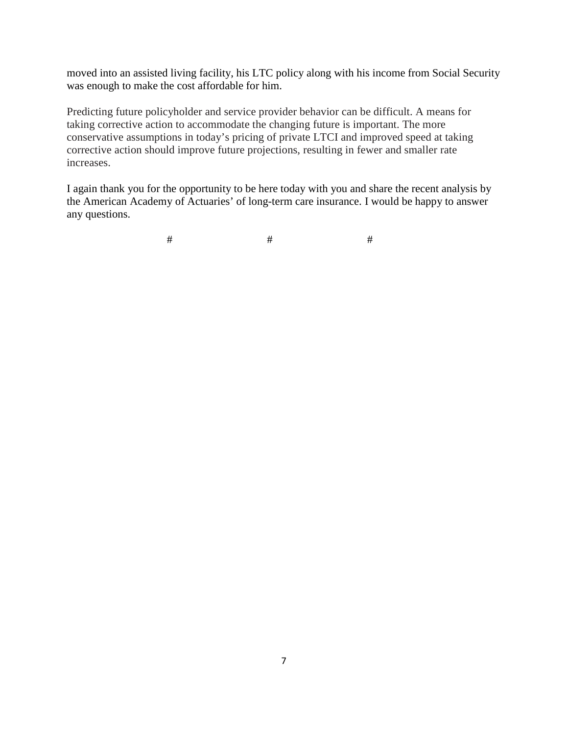moved into an assisted living facility, his LTC policy along with his income from Social Security was enough to make the cost affordable for him.

Predicting future policyholder and service provider behavior can be difficult. A means for taking corrective action to accommodate the changing future is important. The more conservative assumptions in today's pricing of private LTCI and improved speed at taking corrective action should improve future projections, resulting in fewer and smaller rate increases.

I again thank you for the opportunity to be here today with you and share the recent analysis by the American Academy of Actuaries' of long-term care insurance. I would be happy to answer any questions.

\# \# \#